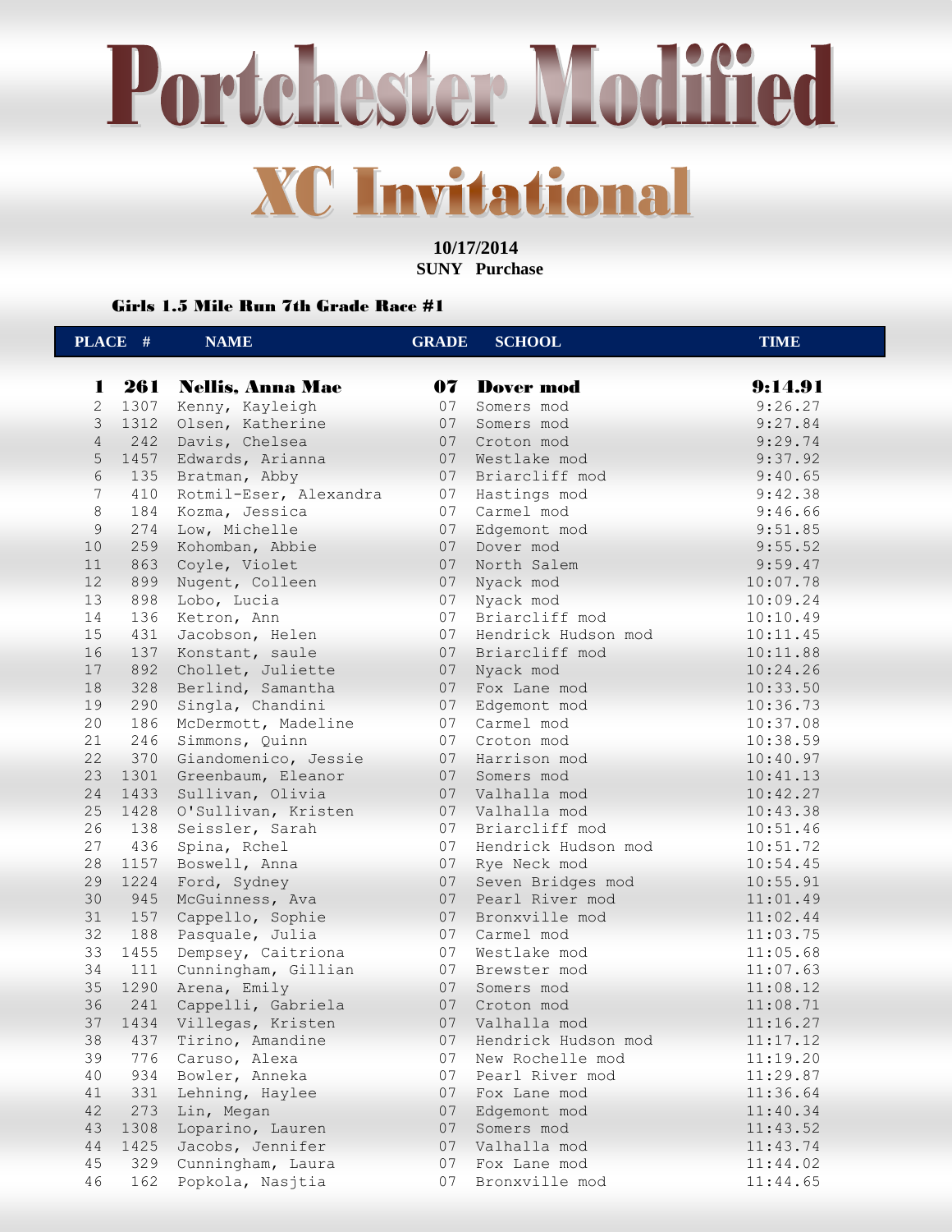# Portchester Modified

## XC Invitational

**10/17/2014**
**SUNY Purchase**

### Girls 1.5 Mile Run 7th Grade Race #1

| PLACE | # | NAME | GRADE | SCHOOL | TIME |
|---|---|---|---|---|---|
| **1** | **261** | **Nellis, Anna Mae** | **07** | **Dover mod** | **9:14.91** |
| 2 | 1307 | Kenny, Kayleigh | 07 | Somers mod | 9:26.27 |
| 3 | 1312 | Olsen, Katherine | 07 | Somers mod | 9:27.84 |
| 4 | 242 | Davis, Chelsea | 07 | Croton mod | 9:29.74 |
| 5 | 1457 | Edwards, Arianna | 07 | Westlake mod | 9:37.92 |
| 6 | 135 | Bratman, Abby | 07 | Briarcliff mod | 9:40.65 |
| 7 | 410 | Rotmil-Eser, Alexandra | 07 | Hastings mod | 9:42.38 |
| 8 | 184 | Kozma, Jessica | 07 | Carmel mod | 9:46.66 |
| 9 | 274 | Low, Michelle | 07 | Edgemont mod | 9:51.85 |
| 10 | 259 | Kohomban, Abbie | 07 | Dover mod | 9:55.52 |
| 11 | 863 | Coyle, Violet | 07 | North Salem | 9:59.47 |
| 12 | 899 | Nugent, Colleen | 07 | Nyack mod | 10:07.78 |
| 13 | 898 | Lobo, Lucia | 07 | Nyack mod | 10:09.24 |
| 14 | 136 | Ketron, Ann | 07 | Briarcliff mod | 10:10.49 |
| 15 | 431 | Jacobson, Helen | 07 | Hendrick Hudson mod | 10:11.45 |
| 16 | 137 | Konstant, saule | 07 | Briarcliff mod | 10:11.88 |
| 17 | 892 | Chollet, Juliette | 07 | Nyack mod | 10:24.26 |
| 18 | 328 | Berlind, Samantha | 07 | Fox Lane mod | 10:33.50 |
| 19 | 290 | Singla, Chandini | 07 | Edgemont mod | 10:36.73 |
| 20 | 186 | McDermott, Madeline | 07 | Carmel mod | 10:37.08 |
| 21 | 246 | Simmons, Quinn | 07 | Croton mod | 10:38.59 |
| 22 | 370 | Giandomenico, Jessie | 07 | Harrison mod | 10:40.97 |
| 23 | 1301 | Greenbaum, Eleanor | 07 | Somers mod | 10:41.13 |
| 24 | 1433 | Sullivan, Olivia | 07 | Valhalla mod | 10:42.27 |
| 25 | 1428 | O'Sullivan, Kristen | 07 | Valhalla mod | 10:43.38 |
| 26 | 138 | Seissler, Sarah | 07 | Briarcliff mod | 10:51.46 |
| 27 | 436 | Spina, Rchel | 07 | Hendrick Hudson mod | 10:51.72 |
| 28 | 1157 | Boswell, Anna | 07 | Rye Neck mod | 10:54.45 |
| 29 | 1224 | Ford, Sydney | 07 | Seven Bridges mod | 10:55.91 |
| 30 | 945 | McGuinness, Ava | 07 | Pearl River mod | 11:01.49 |
| 31 | 157 | Cappello, Sophie | 07 | Bronxville mod | 11:02.44 |
| 32 | 188 | Pasquale, Julia | 07 | Carmel mod | 11:03.75 |
| 33 | 1455 | Dempsey, Caitriona | 07 | Westlake mod | 11:05.68 |
| 34 | 111 | Cunningham, Gillian | 07 | Brewster mod | 11:07.63 |
| 35 | 1290 | Arena, Emily | 07 | Somers mod | 11:08.12 |
| 36 | 241 | Cappelli, Gabriela | 07 | Croton mod | 11:08.71 |
| 37 | 1434 | Villegas, Kristen | 07 | Valhalla mod | 11:16.27 |
| 38 | 437 | Tirino, Amandine | 07 | Hendrick Hudson mod | 11:17.12 |
| 39 | 776 | Caruso, Alexa | 07 | New Rochelle mod | 11:19.20 |
| 40 | 934 | Bowler, Anneka | 07 | Pearl River mod | 11:29.87 |
| 41 | 331 | Lehning, Haylee | 07 | Fox Lane mod | 11:36.64 |
| 42 | 273 | Lin, Megan | 07 | Edgemont mod | 11:40.34 |
| 43 | 1308 | Loparino, Lauren | 07 | Somers mod | 11:43.52 |
| 44 | 1425 | Jacobs, Jennifer | 07 | Valhalla mod | 11:43.74 |
| 45 | 329 | Cunningham, Laura | 07 | Fox Lane mod | 11:44.02 |
| 46 | 162 | Popkola, Nasjtia | 07 | Bronxville mod | 11:44.65 |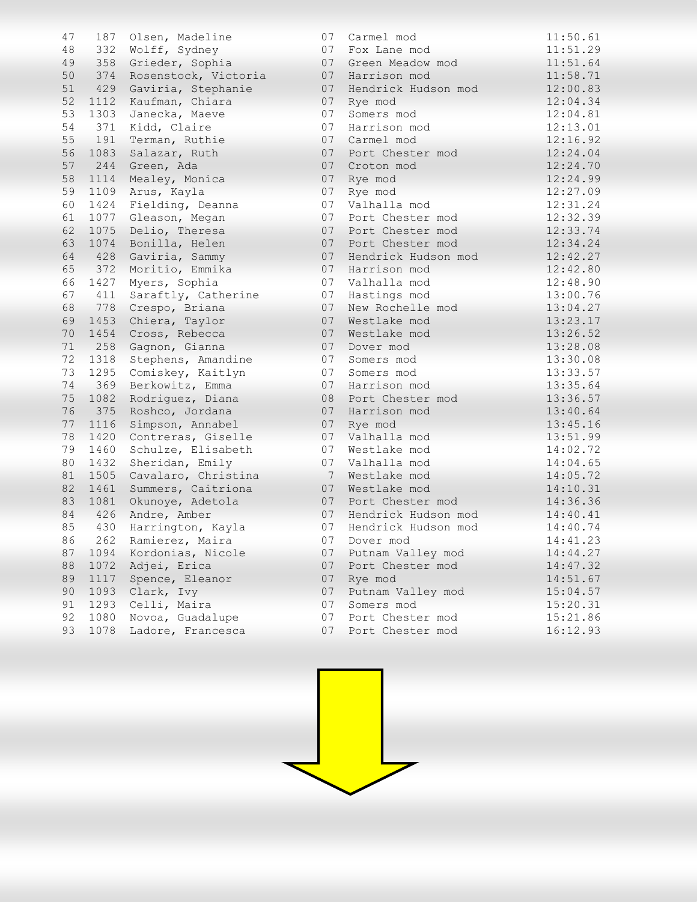| | | | | | |
|---|---|---|---|---|---|
| 47 | 187 | Olsen, Madeline | 07 | Carmel mod | 11:50.61 |
| 48 | 332 | Wolff, Sydney | 07 | Fox Lane mod | 11:51.29 |
| 49 | 358 | Grieder, Sophia | 07 | Green Meadow mod | 11:51.64 |
| 50 | 374 | Rosenstock, Victoria | 07 | Harrison mod | 11:58.71 |
| 51 | 429 | Gaviria, Stephanie | 07 | Hendrick Hudson mod | 12:00.83 |
| 52 | 1112 | Kaufman, Chiara | 07 | Rye mod | 12:04.34 |
| 53 | 1303 | Janecka, Maeve | 07 | Somers mod | 12:04.81 |
| 54 | 371 | Kidd, Claire | 07 | Harrison mod | 12:13.01 |
| 55 | 191 | Terman, Ruthie | 07 | Carmel mod | 12:16.92 |
| 56 | 1083 | Salazar, Ruth | 07 | Port Chester mod | 12:24.04 |
| 57 | 244 | Green, Ada | 07 | Croton mod | 12:24.70 |
| 58 | 1114 | Mealey, Monica | 07 | Rye mod | 12:24.99 |
| 59 | 1109 | Arus, Kayla | 07 | Rye mod | 12:27.09 |
| 60 | 1424 | Fielding, Deanna | 07 | Valhalla mod | 12:31.24 |
| 61 | 1077 | Gleason, Megan | 07 | Port Chester mod | 12:32.39 |
| 62 | 1075 | Delio, Theresa | 07 | Port Chester mod | 12:33.74 |
| 63 | 1074 | Bonilla, Helen | 07 | Port Chester mod | 12:34.24 |
| 64 | 428 | Gaviria, Sammy | 07 | Hendrick Hudson mod | 12:42.27 |
| 65 | 372 | Moritio, Emmika | 07 | Harrison mod | 12:42.80 |
| 66 | 1427 | Myers, Sophia | 07 | Valhalla mod | 12:48.90 |
| 67 | 411 | Saraftly, Catherine | 07 | Hastings mod | 13:00.76 |
| 68 | 778 | Crespo, Briana | 07 | New Rochelle mod | 13:04.27 |
| 69 | 1453 | Chiera, Taylor | 07 | Westlake mod | 13:23.17 |
| 70 | 1454 | Cross, Rebecca | 07 | Westlake mod | 13:26.52 |
| 71 | 258 | Gagnon, Gianna | 07 | Dover mod | 13:28.08 |
| 72 | 1318 | Stephens, Amandine | 07 | Somers mod | 13:30.08 |
| 73 | 1295 | Comiskey, Kaitlyn | 07 | Somers mod | 13:33.57 |
| 74 | 369 | Berkowitz, Emma | 07 | Harrison mod | 13:35.64 |
| 75 | 1082 | Rodriguez, Diana | 08 | Port Chester mod | 13:36.57 |
| 76 | 375 | Roshco, Jordana | 07 | Harrison mod | 13:40.64 |
| 77 | 1116 | Simpson, Annabel | 07 | Rye mod | 13:45.16 |
| 78 | 1420 | Contreras, Giselle | 07 | Valhalla mod | 13:51.99 |
| 79 | 1460 | Schulze, Elisabeth | 07 | Westlake mod | 14:02.72 |
| 80 | 1432 | Sheridan, Emily | 07 | Valhalla mod | 14:04.65 |
| 81 | 1505 | Cavalaro, Christina | 7 | Westlake mod | 14:05.72 |
| 82 | 1461 | Summers, Caitriona | 07 | Westlake mod | 14:10.31 |
| 83 | 1081 | Okunoye, Adetola | 07 | Port Chester mod | 14:36.36 |
| 84 | 426 | Andre, Amber | 07 | Hendrick Hudson mod | 14:40.41 |
| 85 | 430 | Harrington, Kayla | 07 | Hendrick Hudson mod | 14:40.74 |
| 86 | 262 | Ramierez, Maira | 07 | Dover mod | 14:41.23 |
| 87 | 1094 | Kordonias, Nicole | 07 | Putnam Valley mod | 14:44.27 |
| 88 | 1072 | Adjei, Erica | 07 | Port Chester mod | 14:47.32 |
| 89 | 1117 | Spence, Eleanor | 07 | Rye mod | 14:51.67 |
| 90 | 1093 | Clark, Ivy | 07 | Putnam Valley mod | 15:04.57 |
| 91 | 1293 | Celli, Maira | 07 | Somers mod | 15:20.31 |
| 92 | 1080 | Novoa, Guadalupe | 07 | Port Chester mod | 15:21.86 |
| 93 | 1078 | Ladore, Francesca | 07 | Port Chester mod | 16:12.93 |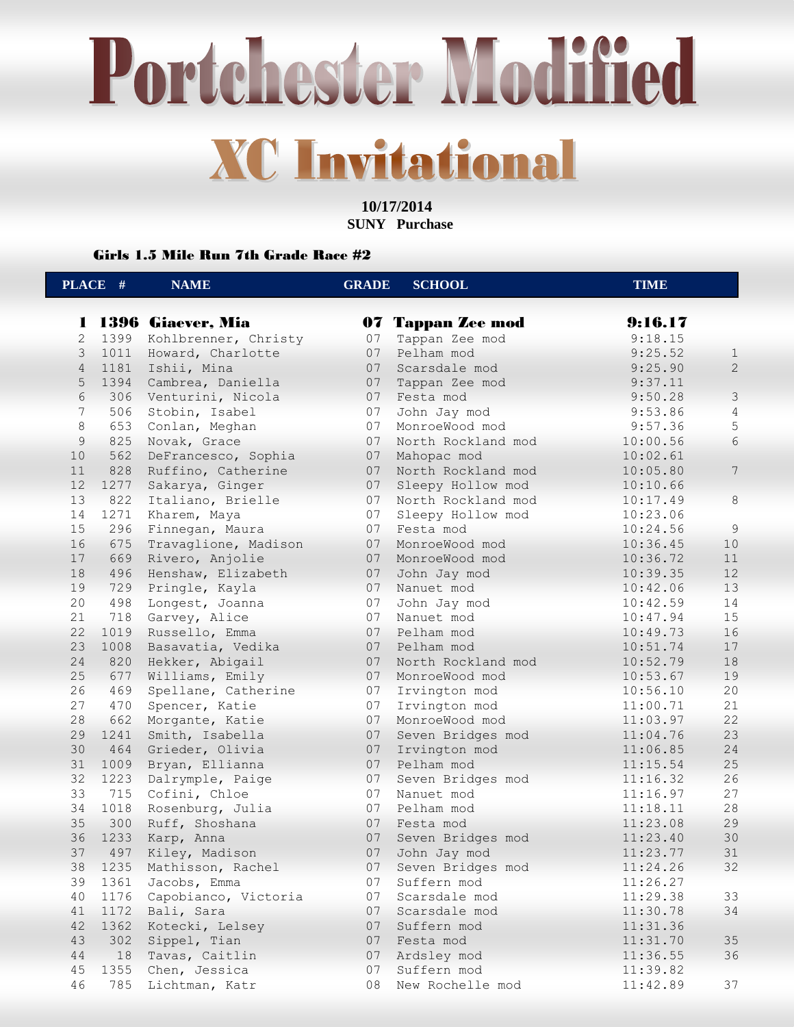# Portchester Modified

## XC Invitational

**10/17/2014**
**SUNY Purchase**

### Girls 1.5 Mile Run 7th Grade Race #2

| PLACE | # | NAME | GRADE | SCHOOL | TIME | |
|---|---|---|---|---|---|---|
| **1** | **1396** | **Giaever, Mia** | **07** | **Tappan Zee mod** | **9:16.17** | |
| 2 | 1399 | Kohlbrenner, Christy | 07 | Tappan Zee mod | 9:18.15 | |
| 3 | 1011 | Howard, Charlotte | 07 | Pelham mod | 9:25.52 | 1 |
| 4 | 1181 | Ishii, Mina | 07 | Scarsdale mod | 9:25.90 | 2 |
| 5 | 1394 | Cambrea, Daniella | 07 | Tappan Zee mod | 9:37.11 | |
| 6 | 306 | Venturini, Nicola | 07 | Festa mod | 9:50.28 | 3 |
| 7 | 506 | Stobin, Isabel | 07 | John Jay mod | 9:53.86 | 4 |
| 8 | 653 | Conlan, Meghan | 07 | MonroeWood mod | 9:57.36 | 5 |
| 9 | 825 | Novak, Grace | 07 | North Rockland mod | 10:00.56 | 6 |
| 10 | 562 | DeFrancesco, Sophia | 07 | Mahopac mod | 10:02.61 | |
| 11 | 828 | Ruffino, Catherine | 07 | North Rockland mod | 10:05.80 | 7 |
| 12 | 1277 | Sakarya, Ginger | 07 | Sleepy Hollow mod | 10:10.66 | |
| 13 | 822 | Italiano, Brielle | 07 | North Rockland mod | 10:17.49 | 8 |
| 14 | 1271 | Kharem, Maya | 07 | Sleepy Hollow mod | 10:23.06 | |
| 15 | 296 | Finnegan, Maura | 07 | Festa mod | 10:24.56 | 9 |
| 16 | 675 | Travaglione, Madison | 07 | MonroeWood mod | 10:36.45 | 10 |
| 17 | 669 | Rivero, Anjolie | 07 | MonroeWood mod | 10:36.72 | 11 |
| 18 | 496 | Henshaw, Elizabeth | 07 | John Jay mod | 10:39.35 | 12 |
| 19 | 729 | Pringle, Kayla | 07 | Nanuet mod | 10:42.06 | 13 |
| 20 | 498 | Longest, Joanna | 07 | John Jay mod | 10:42.59 | 14 |
| 21 | 718 | Garvey, Alice | 07 | Nanuet mod | 10:47.94 | 15 |
| 22 | 1019 | Russello, Emma | 07 | Pelham mod | 10:49.73 | 16 |
| 23 | 1008 | Basavatia, Vedika | 07 | Pelham mod | 10:51.74 | 17 |
| 24 | 820 | Hekker, Abigail | 07 | North Rockland mod | 10:52.79 | 18 |
| 25 | 677 | Williams, Emily | 07 | MonroeWood mod | 10:53.67 | 19 |
| 26 | 469 | Spellane, Catherine | 07 | Irvington mod | 10:56.10 | 20 |
| 27 | 470 | Spencer, Katie | 07 | Irvington mod | 11:00.71 | 21 |
| 28 | 662 | Morgante, Katie | 07 | MonroeWood mod | 11:03.97 | 22 |
| 29 | 1241 | Smith, Isabella | 07 | Seven Bridges mod | 11:04.76 | 23 |
| 30 | 464 | Grieder, Olivia | 07 | Irvington mod | 11:06.85 | 24 |
| 31 | 1009 | Bryan, Ellianna | 07 | Pelham mod | 11:15.54 | 25 |
| 32 | 1223 | Dalrymple, Paige | 07 | Seven Bridges mod | 11:16.32 | 26 |
| 33 | 715 | Cofini, Chloe | 07 | Nanuet mod | 11:16.97 | 27 |
| 34 | 1018 | Rosenburg, Julia | 07 | Pelham mod | 11:18.11 | 28 |
| 35 | 300 | Ruff, Shoshana | 07 | Festa mod | 11:23.08 | 29 |
| 36 | 1233 | Karp, Anna | 07 | Seven Bridges mod | 11:23.40 | 30 |
| 37 | 497 | Kiley, Madison | 07 | John Jay mod | 11:23.77 | 31 |
| 38 | 1235 | Mathisson, Rachel | 07 | Seven Bridges mod | 11:24.26 | 32 |
| 39 | 1361 | Jacobs, Emma | 07 | Suffern mod | 11:26.27 | |
| 40 | 1176 | Capobianco, Victoria | 07 | Scarsdale mod | 11:29.38 | 33 |
| 41 | 1172 | Bali, Sara | 07 | Scarsdale mod | 11:30.78 | 34 |
| 42 | 1362 | Kotecki, Lelsey | 07 | Suffern mod | 11:31.36 | |
| 43 | 302 | Sippel, Tian | 07 | Festa mod | 11:31.70 | 35 |
| 44 | 18 | Tavas, Caitlin | 07 | Ardsley mod | 11:36.55 | 36 |
| 45 | 1355 | Chen, Jessica | 07 | Suffern mod | 11:39.82 | |
| 46 | 785 | Lichtman, Katr | 08 | New Rochelle mod | 11:42.89 | 37 |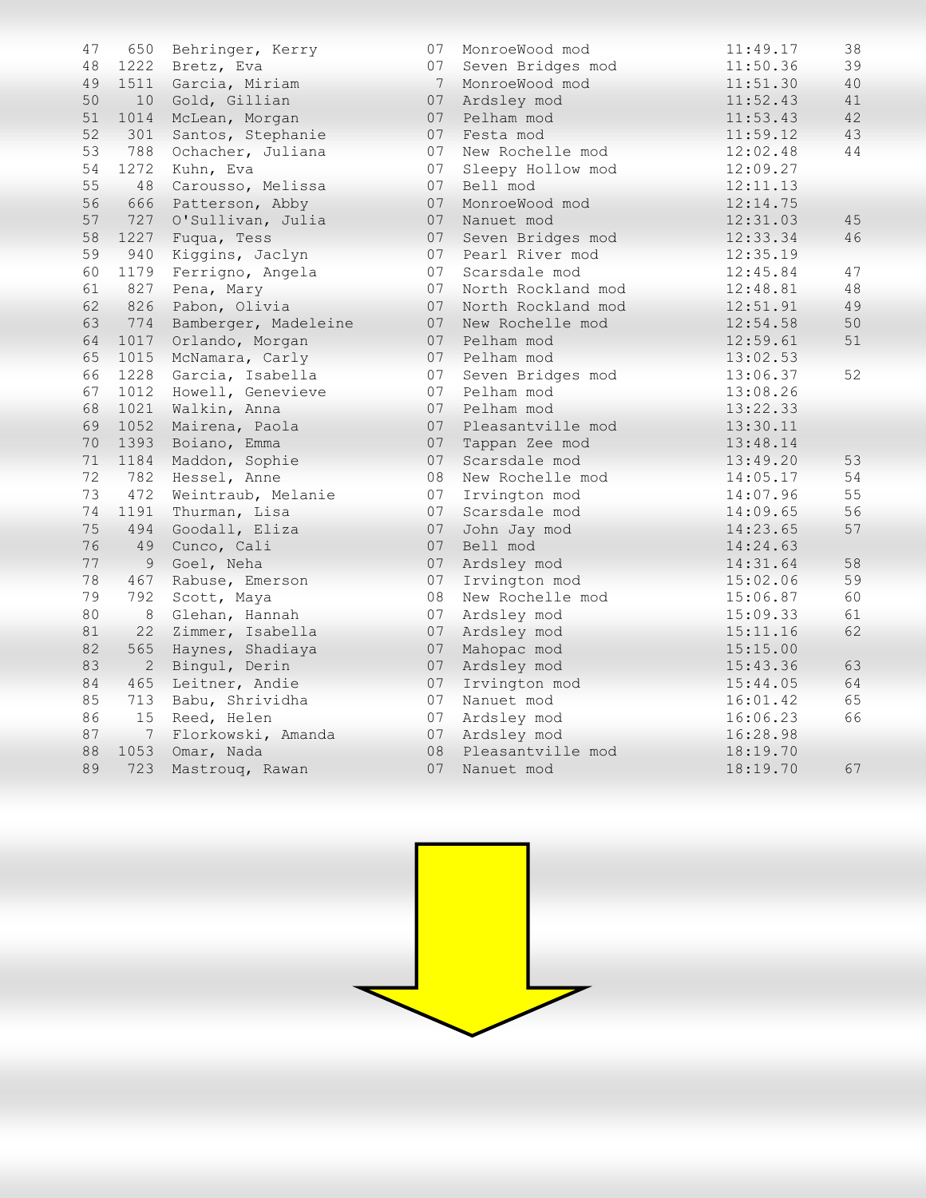| | | | | | | |
|---|---|---|---|---|---|---|
| 47 | 650 | Behringer, Kerry | 07 | MonroeWood mod | 11:49.17 | 38 |
| 48 | 1222 | Bretz, Eva | 07 | Seven Bridges mod | 11:50.36 | 39 |
| 49 | 1511 | Garcia, Miriam | 7 | MonroeWood mod | 11:51.30 | 40 |
| 50 | 10 | Gold, Gillian | 07 | Ardsley mod | 11:52.43 | 41 |
| 51 | 1014 | McLean, Morgan | 07 | Pelham mod | 11:53.43 | 42 |
| 52 | 301 | Santos, Stephanie | 07 | Festa mod | 11:59.12 | 43 |
| 53 | 788 | Ochacher, Juliana | 07 | New Rochelle mod | 12:02.48 | 44 |
| 54 | 1272 | Kuhn, Eva | 07 | Sleepy Hollow mod | 12:09.27 | |
| 55 | 48 | Carousso, Melissa | 07 | Bell mod | 12:11.13 | |
| 56 | 666 | Patterson, Abby | 07 | MonroeWood mod | 12:14.75 | |
| 57 | 727 | O'Sullivan, Julia | 07 | Nanuet mod | 12:31.03 | 45 |
| 58 | 1227 | Fuqua, Tess | 07 | Seven Bridges mod | 12:33.34 | 46 |
| 59 | 940 | Kiggins, Jaclyn | 07 | Pearl River mod | 12:35.19 | |
| 60 | 1179 | Ferrigno, Angela | 07 | Scarsdale mod | 12:45.84 | 47 |
| 61 | 827 | Pena, Mary | 07 | North Rockland mod | 12:48.81 | 48 |
| 62 | 826 | Pabon, Olivia | 07 | North Rockland mod | 12:51.91 | 49 |
| 63 | 774 | Bamberger, Madeleine | 07 | New Rochelle mod | 12:54.58 | 50 |
| 64 | 1017 | Orlando, Morgan | 07 | Pelham mod | 12:59.61 | 51 |
| 65 | 1015 | McNamara, Carly | 07 | Pelham mod | 13:02.53 | |
| 66 | 1228 | Garcia, Isabella | 07 | Seven Bridges mod | 13:06.37 | 52 |
| 67 | 1012 | Howell, Genevieve | 07 | Pelham mod | 13:08.26 | |
| 68 | 1021 | Walkin, Anna | 07 | Pelham mod | 13:22.33 | |
| 69 | 1052 | Mairena, Paola | 07 | Pleasantville mod | 13:30.11 | |
| 70 | 1393 | Boiano, Emma | 07 | Tappan Zee mod | 13:48.14 | |
| 71 | 1184 | Maddon, Sophie | 07 | Scarsdale mod | 13:49.20 | 53 |
| 72 | 782 | Hessel, Anne | 08 | New Rochelle mod | 14:05.17 | 54 |
| 73 | 472 | Weintraub, Melanie | 07 | Irvington mod | 14:07.96 | 55 |
| 74 | 1191 | Thurman, Lisa | 07 | Scarsdale mod | 14:09.65 | 56 |
| 75 | 494 | Goodall, Eliza | 07 | John Jay mod | 14:23.65 | 57 |
| 76 | 49 | Cunco, Cali | 07 | Bell mod | 14:24.63 | |
| 77 | 9 | Goel, Neha | 07 | Ardsley mod | 14:31.64 | 58 |
| 78 | 467 | Rabuse, Emerson | 07 | Irvington mod | 15:02.06 | 59 |
| 79 | 792 | Scott, Maya | 08 | New Rochelle mod | 15:06.87 | 60 |
| 80 | 8 | Glehan, Hannah | 07 | Ardsley mod | 15:09.33 | 61 |
| 81 | 22 | Zimmer, Isabella | 07 | Ardsley mod | 15:11.16 | 62 |
| 82 | 565 | Haynes, Shadiaya | 07 | Mahopac mod | 15:15.00 | |
| 83 | 2 | Bingul, Derin | 07 | Ardsley mod | 15:43.36 | 63 |
| 84 | 465 | Leitner, Andie | 07 | Irvington mod | 15:44.05 | 64 |
| 85 | 713 | Babu, Shrividha | 07 | Nanuet mod | 16:01.42 | 65 |
| 86 | 15 | Reed, Helen | 07 | Ardsley mod | 16:06.23 | 66 |
| 87 | 7 | Florkowski, Amanda | 07 | Ardsley mod | 16:28.98 | |
| 88 | 1053 | Omar, Nada | 08 | Pleasantville mod | 18:19.70 | |
| 89 | 723 | Mastrouq, Rawan | 07 | Nanuet mod | 18:19.70 | 67 |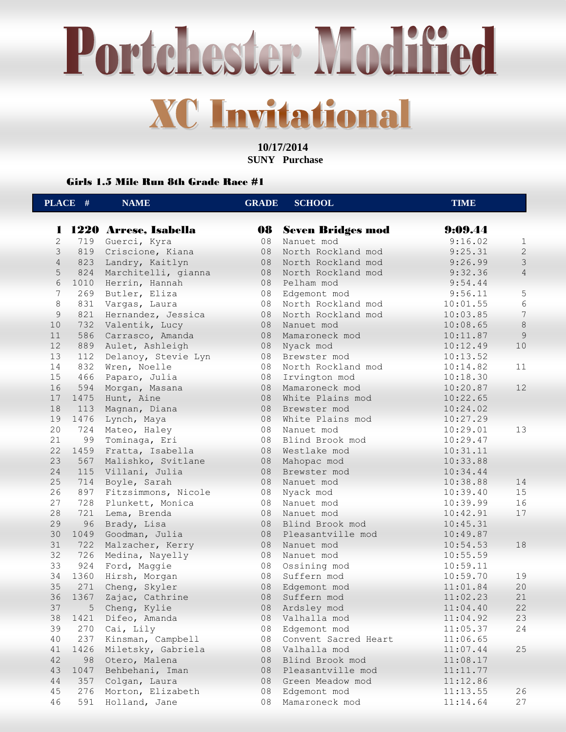# Portchester Modified

## XC Invitational

**10/17/2014**
**SUNY Purchase**

### Girls 1.5 Mile Run 8th Grade Race #1

| PLACE | # | NAME | GRADE | SCHOOL | TIME | |
|---|---|---|---|---|---|---|
| **1** | **1220** | **Arrese, Isabella** | **08** | **Seven Bridges mod** | **9:09.44** | |
| 2 | 719 | Guerci, Kyra | 08 | Nanuet mod | 9:16.02 | 1 |
| 3 | 819 | Criscione, Kiana | 08 | North Rockland mod | 9:25.31 | 2 |
| 4 | 823 | Landry, Kaitlyn | 08 | North Rockland mod | 9:26.99 | 3 |
| 5 | 824 | Marchitelli, gianna | 08 | North Rockland mod | 9:32.36 | 4 |
| 6 | 1010 | Herrin, Hannah | 08 | Pelham mod | 9:54.44 | |
| 7 | 269 | Butler, Eliza | 08 | Edgemont mod | 9:56.11 | 5 |
| 8 | 831 | Vargas, Laura | 08 | North Rockland mod | 10:01.55 | 6 |
| 9 | 821 | Hernandez, Jessica | 08 | North Rockland mod | 10:03.85 | 7 |
| 10 | 732 | Valentik, Lucy | 08 | Nanuet mod | 10:08.65 | 8 |
| 11 | 586 | Carrasco, Amanda | 08 | Mamaroneck mod | 10:11.87 | 9 |
| 12 | 889 | Aulet, Ashleigh | 08 | Nyack mod | 10:12.49 | 10 |
| 13 | 112 | Delanoy, Stevie Lyn | 08 | Brewster mod | 10:13.52 | |
| 14 | 832 | Wren, Noelle | 08 | North Rockland mod | 10:14.82 | 11 |
| 15 | 466 | Paparo, Julia | 08 | Irvington mod | 10:18.30 | |
| 16 | 594 | Morgan, Masana | 08 | Mamaroneck mod | 10:20.87 | 12 |
| 17 | 1475 | Hunt, Aine | 08 | White Plains mod | 10:22.65 | |
| 18 | 113 | Magnan, Diana | 08 | Brewster mod | 10:24.02 | |
| 19 | 1476 | Lynch, Maya | 08 | White Plains mod | 10:27.29 | |
| 20 | 724 | Mateo, Haley | 08 | Nanuet mod | 10:29.01 | 13 |
| 21 | 99 | Tominaga, Eri | 08 | Blind Brook mod | 10:29.47 | |
| 22 | 1459 | Fratta, Isabella | 08 | Westlake mod | 10:31.11 | |
| 23 | 567 | Malishko, Svitlane | 08 | Mahopac mod | 10:33.88 | |
| 24 | 115 | Villani, Julia | 08 | Brewster mod | 10:34.44 | |
| 25 | 714 | Boyle, Sarah | 08 | Nanuet mod | 10:38.88 | 14 |
| 26 | 897 | Fitzsimmons, Nicole | 08 | Nyack mod | 10:39.40 | 15 |
| 27 | 728 | Plunkett, Monica | 08 | Nanuet mod | 10:39.99 | 16 |
| 28 | 721 | Lema, Brenda | 08 | Nanuet mod | 10:42.91 | 17 |
| 29 | 96 | Brady, Lisa | 08 | Blind Brook mod | 10:45.31 | |
| 30 | 1049 | Goodman, Julia | 08 | Pleasantville mod | 10:49.87 | |
| 31 | 722 | Malzacher, Kerry | 08 | Nanuet mod | 10:54.53 | 18 |
| 32 | 726 | Medina, Nayelly | 08 | Nanuet mod | 10:55.59 | |
| 33 | 924 | Ford, Maggie | 08 | Ossining mod | 10:59.11 | |
| 34 | 1360 | Hirsh, Morgan | 08 | Suffern mod | 10:59.70 | 19 |
| 35 | 271 | Cheng, Skyler | 08 | Edgemont mod | 11:01.84 | 20 |
| 36 | 1367 | Zajac, Cathrine | 08 | Suffern mod | 11:02.23 | 21 |
| 37 | 5 | Cheng, Kylie | 08 | Ardsley mod | 11:04.40 | 22 |
| 38 | 1421 | Difeo, Amanda | 08 | Valhalla mod | 11:04.92 | 23 |
| 39 | 270 | Cai, Lily | 08 | Edgemont mod | 11:05.37 | 24 |
| 40 | 237 | Kinsman, Campbell | 08 | Convent Sacred Heart | 11:06.65 | |
| 41 | 1426 | Miletsky, Gabriela | 08 | Valhalla mod | 11:07.44 | 25 |
| 42 | 98 | Otero, Malena | 08 | Blind Brook mod | 11:08.17 | |
| 43 | 1047 | Behbehani, Iman | 08 | Pleasantville mod | 11:11.77 | |
| 44 | 357 | Colgan, Laura | 08 | Green Meadow mod | 11:12.86 | |
| 45 | 276 | Morton, Elizabeth | 08 | Edgemont mod | 11:13.55 | 26 |
| 46 | 591 | Holland, Jane | 08 | Mamaroneck mod | 11:14.64 | 27 |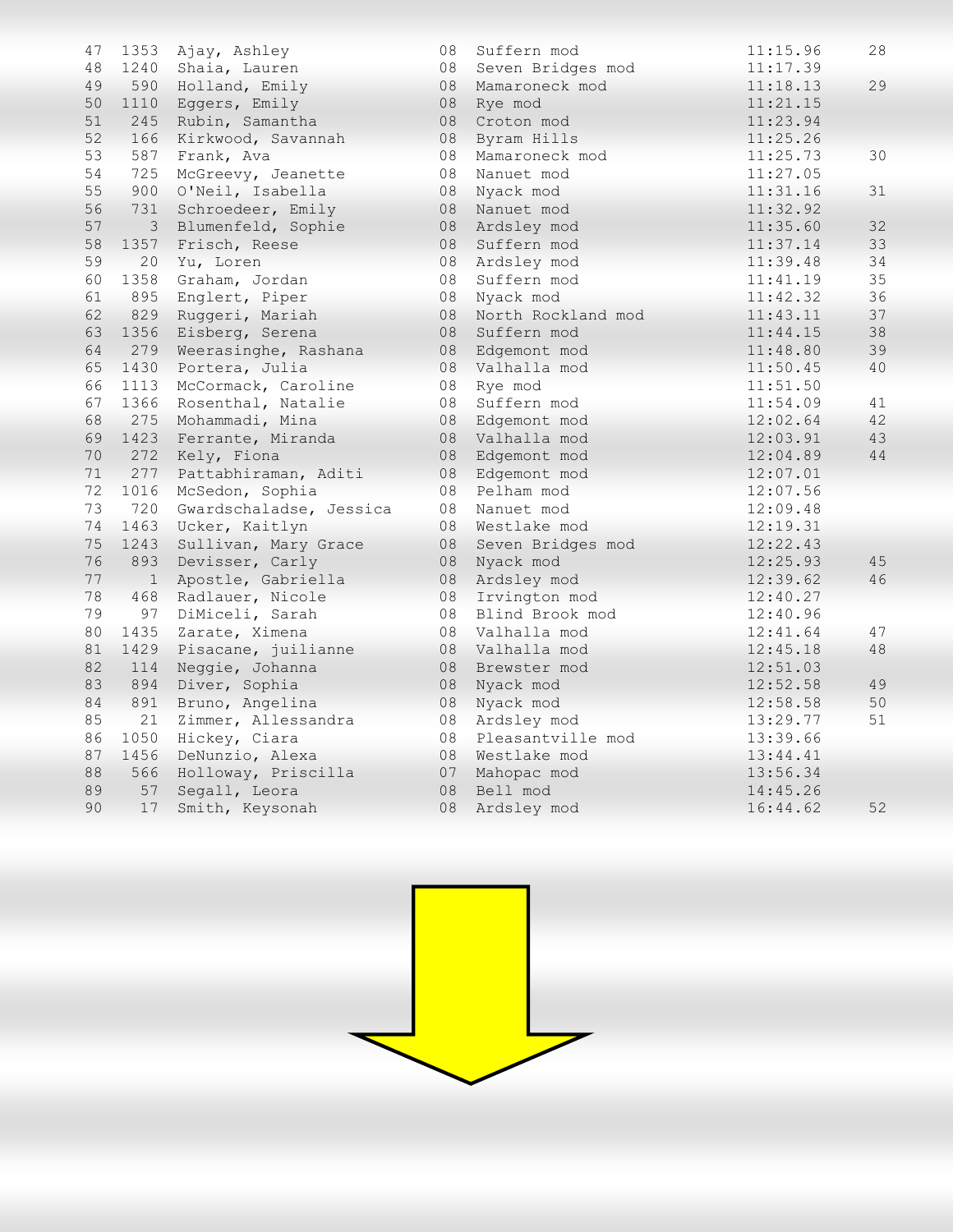| Place | Bib | Name | Grade | Team | Time | Score |
|---|---|---|---|---|---|---|
| 47 | 1353 | Ajay, Ashley | 08 | Suffern mod | 11:15.96 | 28 |
| 48 | 1240 | Shaia, Lauren | 08 | Seven Bridges mod | 11:17.39 | |
| 49 | 590 | Holland, Emily | 08 | Mamaroneck mod | 11:18.13 | 29 |
| 50 | 1110 | Eggers, Emily | 08 | Rye mod | 11:21.15 | |
| 51 | 245 | Rubin, Samantha | 08 | Croton mod | 11:23.94 | |
| 52 | 166 | Kirkwood, Savannah | 08 | Byram Hills | 11:25.26 | |
| 53 | 587 | Frank, Ava | 08 | Mamaroneck mod | 11:25.73 | 30 |
| 54 | 725 | McGreevy, Jeanette | 08 | Nanuet mod | 11:27.05 | |
| 55 | 900 | O'Neil, Isabella | 08 | Nyack mod | 11:31.16 | 31 |
| 56 | 731 | Schroedeer, Emily | 08 | Nanuet mod | 11:32.92 | |
| 57 | 3 | Blumenfeld, Sophie | 08 | Ardsley mod | 11:35.60 | 32 |
| 58 | 1357 | Frisch, Reese | 08 | Suffern mod | 11:37.14 | 33 |
| 59 | 20 | Yu, Loren | 08 | Ardsley mod | 11:39.48 | 34 |
| 60 | 1358 | Graham, Jordan | 08 | Suffern mod | 11:41.19 | 35 |
| 61 | 895 | Englert, Piper | 08 | Nyack mod | 11:42.32 | 36 |
| 62 | 829 | Ruggeri, Mariah | 08 | North Rockland mod | 11:43.11 | 37 |
| 63 | 1356 | Eisberg, Serena | 08 | Suffern mod | 11:44.15 | 38 |
| 64 | 279 | Weerasinghe, Rashana | 08 | Edgemont mod | 11:48.80 | 39 |
| 65 | 1430 | Portera, Julia | 08 | Valhalla mod | 11:50.45 | 40 |
| 66 | 1113 | McCormack, Caroline | 08 | Rye mod | 11:51.50 | |
| 67 | 1366 | Rosenthal, Natalie | 08 | Suffern mod | 11:54.09 | 41 |
| 68 | 275 | Mohammadi, Mina | 08 | Edgemont mod | 12:02.64 | 42 |
| 69 | 1423 | Ferrante, Miranda | 08 | Valhalla mod | 12:03.91 | 43 |
| 70 | 272 | Kely, Fiona | 08 | Edgemont mod | 12:04.89 | 44 |
| 71 | 277 | Pattabhiraman, Aditi | 08 | Edgemont mod | 12:07.01 | |
| 72 | 1016 | McSedon, Sophia | 08 | Pelham mod | 12:07.56 | |
| 73 | 720 | Gwardschaladse, Jessica | 08 | Nanuet mod | 12:09.48 | |
| 74 | 1463 | Ucker, Kaitlyn | 08 | Westlake mod | 12:19.31 | |
| 75 | 1243 | Sullivan, Mary Grace | 08 | Seven Bridges mod | 12:22.43 | |
| 76 | 893 | Devisser, Carly | 08 | Nyack mod | 12:25.93 | 45 |
| 77 | 1 | Apostle, Gabriella | 08 | Ardsley mod | 12:39.62 | 46 |
| 78 | 468 | Radlauer, Nicole | 08 | Irvington mod | 12:40.27 | |
| 79 | 97 | DiMiceli, Sarah | 08 | Blind Brook mod | 12:40.96 | |
| 80 | 1435 | Zarate, Ximena | 08 | Valhalla mod | 12:41.64 | 47 |
| 81 | 1429 | Pisacane, juilianne | 08 | Valhalla mod | 12:45.18 | 48 |
| 82 | 114 | Neggie, Johanna | 08 | Brewster mod | 12:51.03 | |
| 83 | 894 | Diver, Sophia | 08 | Nyack mod | 12:52.58 | 49 |
| 84 | 891 | Bruno, Angelina | 08 | Nyack mod | 12:58.58 | 50 |
| 85 | 21 | Zimmer, Allessandra | 08 | Ardsley mod | 13:29.77 | 51 |
| 86 | 1050 | Hickey, Ciara | 08 | Pleasantville mod | 13:39.66 | |
| 87 | 1456 | DeNunzio, Alexa | 08 | Westlake mod | 13:44.41 | |
| 88 | 566 | Holloway, Priscilla | 07 | Mahopac mod | 13:56.34 | |
| 89 | 57 | Segall, Leora | 08 | Bell mod | 14:45.26 | |
| 90 | 17 | Smith, Keysonah | 08 | Ardsley mod | 16:44.62 | 52 |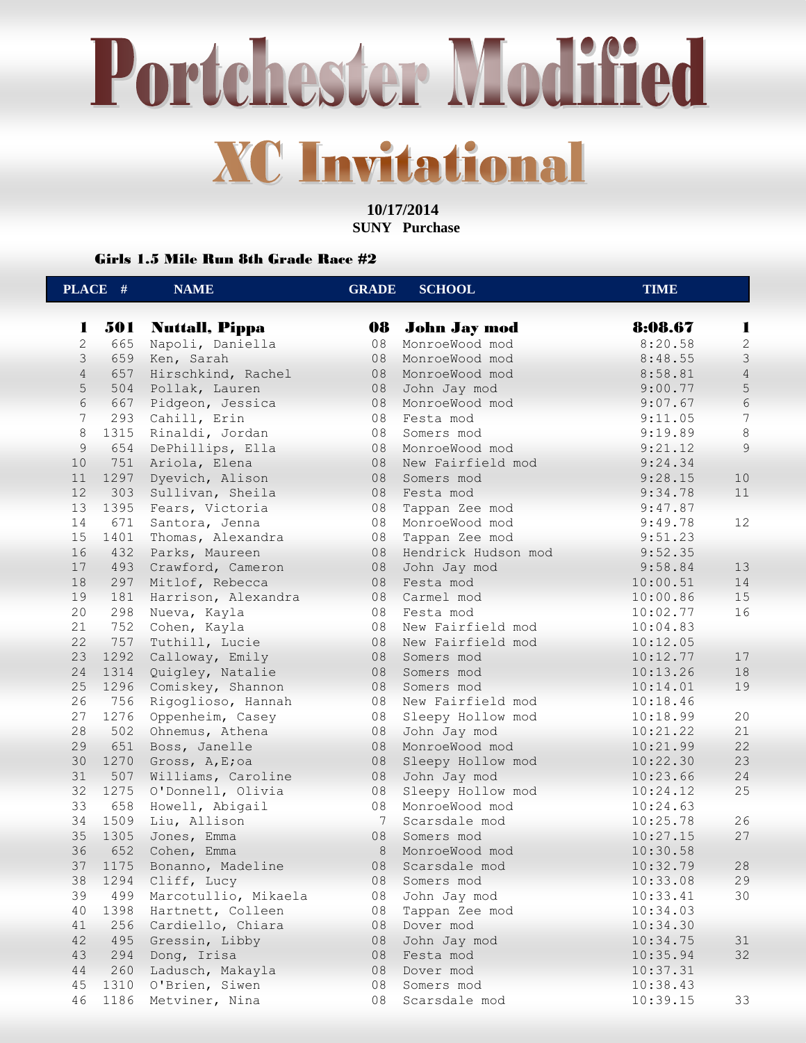# Portchester Modified

## XC Invitational

**10/17/2014**
**SUNY Purchase**

### Girls 1.5 Mile Run 8th Grade Race #2

| PLACE | # | NAME | GRADE | SCHOOL | TIME | |
|---|---|---|---|---|---|---|
| **1** | **501** | **Nuttall, Pippa** | **08** | **John Jay mod** | **8:08.67** | **1** |
| 2 | 665 | Napoli, Daniella | 08 | MonroeWood mod | 8:20.58 | 2 |
| 3 | 659 | Ken, Sarah | 08 | MonroeWood mod | 8:48.55 | 3 |
| 4 | 657 | Hirschkind, Rachel | 08 | MonroeWood mod | 8:58.81 | 4 |
| 5 | 504 | Pollak, Lauren | 08 | John Jay mod | 9:00.77 | 5 |
| 6 | 667 | Pidgeon, Jessica | 08 | MonroeWood mod | 9:07.67 | 6 |
| 7 | 293 | Cahill, Erin | 08 | Festa mod | 9:11.05 | 7 |
| 8 | 1315 | Rinaldi, Jordan | 08 | Somers mod | 9:19.89 | 8 |
| 9 | 654 | DePhillips, Ella | 08 | MonroeWood mod | 9:21.12 | 9 |
| 10 | 751 | Ariola, Elena | 08 | New Fairfield mod | 9:24.34 | |
| 11 | 1297 | Dyevich, Alison | 08 | Somers mod | 9:28.15 | 10 |
| 12 | 303 | Sullivan, Sheila | 08 | Festa mod | 9:34.78 | 11 |
| 13 | 1395 | Fears, Victoria | 08 | Tappan Zee mod | 9:47.87 | |
| 14 | 671 | Santora, Jenna | 08 | MonroeWood mod | 9:49.78 | 12 |
| 15 | 1401 | Thomas, Alexandra | 08 | Tappan Zee mod | 9:51.23 | |
| 16 | 432 | Parks, Maureen | 08 | Hendrick Hudson mod | 9:52.35 | |
| 17 | 493 | Crawford, Cameron | 08 | John Jay mod | 9:58.84 | 13 |
| 18 | 297 | Mitlof, Rebecca | 08 | Festa mod | 10:00.51 | 14 |
| 19 | 181 | Harrison, Alexandra | 08 | Carmel mod | 10:00.86 | 15 |
| 20 | 298 | Nueva, Kayla | 08 | Festa mod | 10:02.77 | 16 |
| 21 | 752 | Cohen, Kayla | 08 | New Fairfield mod | 10:04.83 | |
| 22 | 757 | Tuthill, Lucie | 08 | New Fairfield mod | 10:12.05 | |
| 23 | 1292 | Calloway, Emily | 08 | Somers mod | 10:12.77 | 17 |
| 24 | 1314 | Quigley, Natalie | 08 | Somers mod | 10:13.26 | 18 |
| 25 | 1296 | Comiskey, Shannon | 08 | Somers mod | 10:14.01 | 19 |
| 26 | 756 | Rigoglioso, Hannah | 08 | New Fairfield mod | 10:18.46 | |
| 27 | 1276 | Oppenheim, Casey | 08 | Sleepy Hollow mod | 10:18.99 | 20 |
| 28 | 502 | Ohnemus, Athena | 08 | John Jay mod | 10:21.22 | 21 |
| 29 | 651 | Boss, Janelle | 08 | MonroeWood mod | 10:21.99 | 22 |
| 30 | 1270 | Gross, A,E;oa | 08 | Sleepy Hollow mod | 10:22.30 | 23 |
| 31 | 507 | Williams, Caroline | 08 | John Jay mod | 10:23.66 | 24 |
| 32 | 1275 | O'Donnell, Olivia | 08 | Sleepy Hollow mod | 10:24.12 | 25 |
| 33 | 658 | Howell, Abigail | 08 | MonroeWood mod | 10:24.63 | |
| 34 | 1509 | Liu, Allison | 7 | Scarsdale mod | 10:25.78 | 26 |
| 35 | 1305 | Jones, Emma | 08 | Somers mod | 10:27.15 | 27 |
| 36 | 652 | Cohen, Emma | 8 | MonroeWood mod | 10:30.58 | |
| 37 | 1175 | Bonanno, Madeline | 08 | Scarsdale mod | 10:32.79 | 28 |
| 38 | 1294 | Cliff, Lucy | 08 | Somers mod | 10:33.08 | 29 |
| 39 | 499 | Marcotullio, Mikaela | 08 | John Jay mod | 10:33.41 | 30 |
| 40 | 1398 | Hartnett, Colleen | 08 | Tappan Zee mod | 10:34.03 | |
| 41 | 256 | Cardiello, Chiara | 08 | Dover mod | 10:34.30 | |
| 42 | 495 | Gressin, Libby | 08 | John Jay mod | 10:34.75 | 31 |
| 43 | 294 | Dong, Irisa | 08 | Festa mod | 10:35.94 | 32 |
| 44 | 260 | Ladusch, Makayla | 08 | Dover mod | 10:37.31 | |
| 45 | 1310 | O'Brien, Siwen | 08 | Somers mod | 10:38.43 | |
| 46 | 1186 | Metviner, Nina | 08 | Scarsdale mod | 10:39.15 | 33 |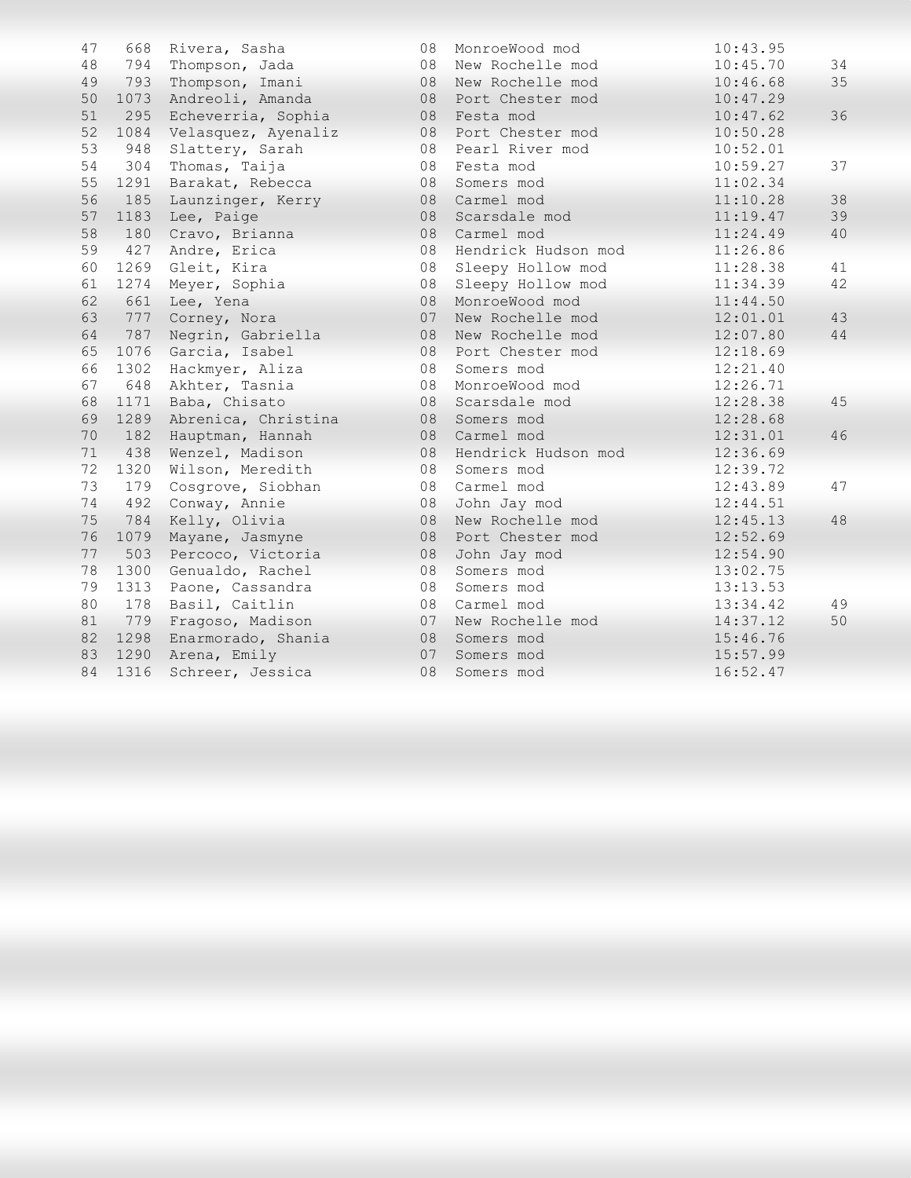| | | | | | | |
|---|---|---|---|---|---|---|
| 47 | 668 | Rivera, Sasha | 08 | MonroeWood mod | 10:43.95 | |
| 48 | 794 | Thompson, Jada | 08 | New Rochelle mod | 10:45.70 | 34 |
| 49 | 793 | Thompson, Imani | 08 | New Rochelle mod | 10:46.68 | 35 |
| 50 | 1073 | Andreoli, Amanda | 08 | Port Chester mod | 10:47.29 | |
| 51 | 295 | Echeverria, Sophia | 08 | Festa mod | 10:47.62 | 36 |
| 52 | 1084 | Velasquez, Ayenaliz | 08 | Port Chester mod | 10:50.28 | |
| 53 | 948 | Slattery, Sarah | 08 | Pearl River mod | 10:52.01 | |
| 54 | 304 | Thomas, Taija | 08 | Festa mod | 10:59.27 | 37 |
| 55 | 1291 | Barakat, Rebecca | 08 | Somers mod | 11:02.34 | |
| 56 | 185 | Launzinger, Kerry | 08 | Carmel mod | 11:10.28 | 38 |
| 57 | 1183 | Lee, Paige | 08 | Scarsdale mod | 11:19.47 | 39 |
| 58 | 180 | Cravo, Brianna | 08 | Carmel mod | 11:24.49 | 40 |
| 59 | 427 | Andre, Erica | 08 | Hendrick Hudson mod | 11:26.86 | |
| 60 | 1269 | Gleit, Kira | 08 | Sleepy Hollow mod | 11:28.38 | 41 |
| 61 | 1274 | Meyer, Sophia | 08 | Sleepy Hollow mod | 11:34.39 | 42 |
| 62 | 661 | Lee, Yena | 08 | MonroeWood mod | 11:44.50 | |
| 63 | 777 | Corney, Nora | 07 | New Rochelle mod | 12:01.01 | 43 |
| 64 | 787 | Negrin, Gabriella | 08 | New Rochelle mod | 12:07.80 | 44 |
| 65 | 1076 | Garcia, Isabel | 08 | Port Chester mod | 12:18.69 | |
| 66 | 1302 | Hackmyer, Aliza | 08 | Somers mod | 12:21.40 | |
| 67 | 648 | Akhter, Tasnia | 08 | MonroeWood mod | 12:26.71 | |
| 68 | 1171 | Baba, Chisato | 08 | Scarsdale mod | 12:28.38 | 45 |
| 69 | 1289 | Abrenica, Christina | 08 | Somers mod | 12:28.68 | |
| 70 | 182 | Hauptman, Hannah | 08 | Carmel mod | 12:31.01 | 46 |
| 71 | 438 | Wenzel, Madison | 08 | Hendrick Hudson mod | 12:36.69 | |
| 72 | 1320 | Wilson, Meredith | 08 | Somers mod | 12:39.72 | |
| 73 | 179 | Cosgrove, Siobhan | 08 | Carmel mod | 12:43.89 | 47 |
| 74 | 492 | Conway, Annie | 08 | John Jay mod | 12:44.51 | |
| 75 | 784 | Kelly, Olivia | 08 | New Rochelle mod | 12:45.13 | 48 |
| 76 | 1079 | Mayane, Jasmyne | 08 | Port Chester mod | 12:52.69 | |
| 77 | 503 | Percoco, Victoria | 08 | John Jay mod | 12:54.90 | |
| 78 | 1300 | Genualdo, Rachel | 08 | Somers mod | 13:02.75 | |
| 79 | 1313 | Paone, Cassandra | 08 | Somers mod | 13:13.53 | |
| 80 | 178 | Basil, Caitlin | 08 | Carmel mod | 13:34.42 | 49 |
| 81 | 779 | Fragoso, Madison | 07 | New Rochelle mod | 14:37.12 | 50 |
| 82 | 1298 | Enarmorado, Shania | 08 | Somers mod | 15:46.76 | |
| 83 | 1290 | Arena, Emily | 07 | Somers mod | 15:57.99 | |
| 84 | 1316 | Schreer, Jessica | 08 | Somers mod | 16:52.47 | |